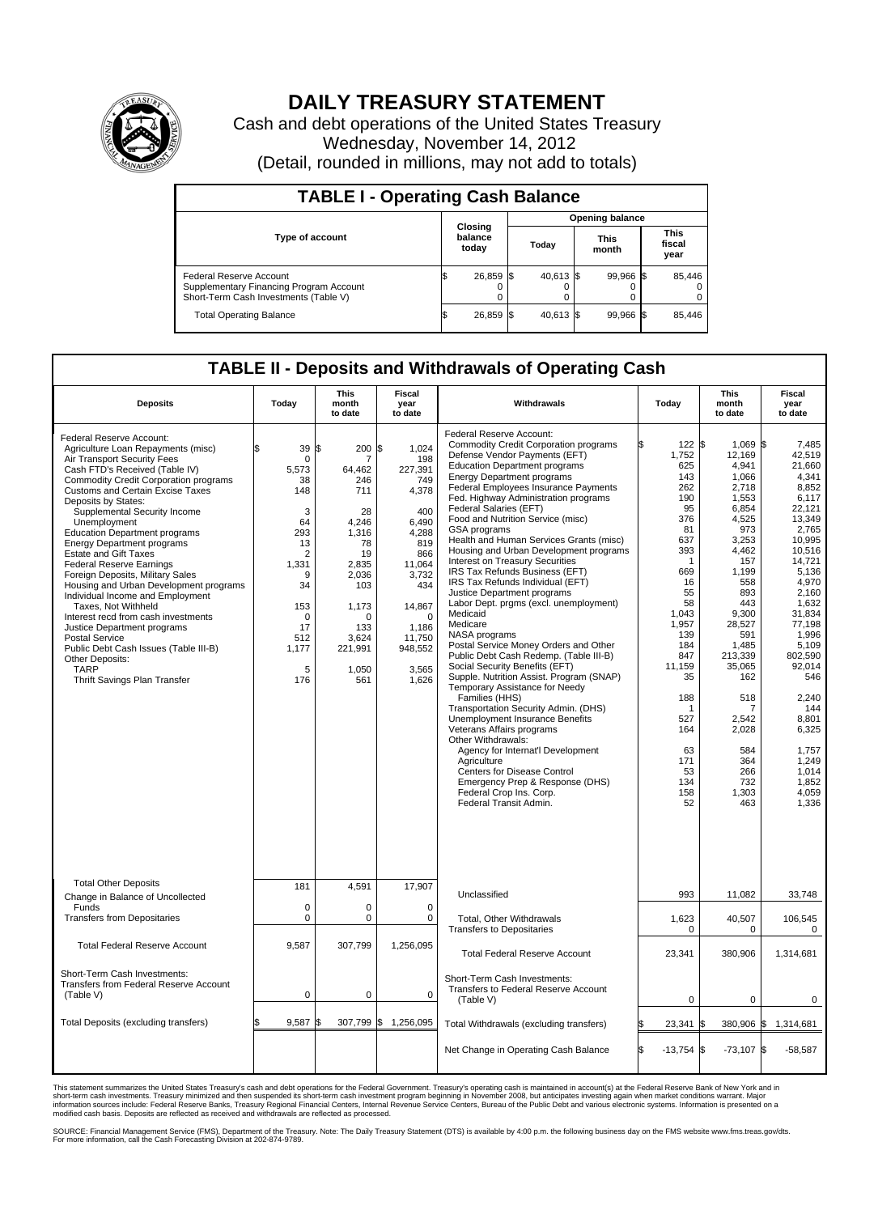# DAILY TREASURY STATEMENT

Cash and debt operations of the United States Treasury
Wednesday, November 14, 2012
(Detail, rounded in millions, may not add to totals)

## TABLE I - Operating Cash Balance

| Type of account | Closing balance today | Opening balance Today | Opening balance This month | Opening balance This fiscal year |
|---|---|---|---|---|
| Federal Reserve Account | $ 26,859 | $ 40,613 | $ 99,966 | $ 85,446 |
| Supplementary Financing Program Account | 0 | 0 | 0 | 0 |
| Short-Term Cash Investments (Table V) | 0 | 0 | 0 | 0 |
| Total Operating Balance | $ 26,859 | $ 40,613 | $ 99,966 | $ 85,446 |

## TABLE II - Deposits and Withdrawals of Operating Cash

| Deposits | Today | This month to date | Fiscal year to date | Withdrawals | Today | This month to date | Fiscal year to date |
|---|---|---|---|---|---|---|---|
| Federal Reserve Account: | | | | Federal Reserve Account: | | | |
| Agriculture Loan Repayments (misc) | $ 39 | $ 200 | $ 1,024 | Commodity Credit Corporation programs | $ 122 | $ 1,069 | $ 7,485 |
| Air Transport Security Fees | 0 | 7 | 198 | Defense Vendor Payments (EFT) | 1,752 | 12,169 | 42,519 |
| Cash FTD's Received (Table IV) | 5,573 | 64,462 | 227,391 | Education Department programs | 625 | 4,941 | 21,660 |
| Commodity Credit Corporation programs | 38 | 246 | 749 | Energy Department programs | 143 | 1,066 | 4,341 |
| Customs and Certain Excise Taxes | 148 | 711 | 4,378 | Federal Employees Insurance Payments | 262 | 2,718 | 8,852 |
| Deposits by States: | | | | Fed. Highway Administration programs | 190 | 1,553 | 6,117 |
| Supplemental Security Income | 3 | 28 | 400 | Federal Salaries (EFT) | 95 | 6,854 | 22,121 |
| Unemployment | 64 | 4,246 | 6,490 | Food and Nutrition Service (misc) | 376 | 4,525 | 13,349 |
| Education Department programs | 293 | 1,316 | 4,288 | GSA programs | 81 | 973 | 2,765 |
| Energy Department programs | 13 | 78 | 819 | Health and Human Services Grants (misc) | 637 | 3,253 | 10,995 |
| Estate and Gift Taxes | 2 | 19 | 866 | Housing and Urban Development programs | 393 | 4,462 | 10,516 |
| Federal Reserve Earnings | 1,331 | 2,835 | 11,064 | Interest on Treasury Securities | 1 | 157 | 14,721 |
| Foreign Deposits, Military Sales | 9 | 2,036 | 3,732 | IRS Tax Refunds Business (EFT) | 669 | 1,199 | 5,136 |
| Housing and Urban Development programs | 34 | 103 | 434 | IRS Tax Refunds Individual (EFT) | 16 | 558 | 4,970 |
| Individual Income and Employment | | | | Justice Department programs | 55 | 893 | 2,160 |
| Taxes, Not Withheld | 153 | 1,173 | 14,867 | Labor Dept. prgms (excl. unemployment) | 58 | 443 | 1,632 |
| Interest recd from cash investments | 0 | 0 | 0 | Medicaid | 1,043 | 9,300 | 31,834 |
| Justice Department programs | 17 | 133 | 1,186 | Medicare | 1,957 | 28,527 | 77,198 |
| Postal Service | 512 | 3,624 | 11,750 | NASA programs | 139 | 591 | 1,996 |
| Public Debt Cash Issues (Table III-B) | 1,177 | 221,991 | 948,552 | Postal Service Money Orders and Other | 184 | 1,485 | 5,109 |
| Other Deposits: | | | | Public Debt Cash Redemp. (Table III-B) | 847 | 213,339 | 802,590 |
| TARP | 5 | 1,050 | 3,565 | Social Security Benefits (EFT) | 11,159 | 35,065 | 92,014 |
| Thrift Savings Plan Transfer | 176 | 561 | 1,626 | Supple. Nutrition Assist. Program (SNAP) | 35 | 162 | 546 |
| | | | | Temporary Assistance for Needy Families (HHS) | 188 | 518 | 2,240 |
| | | | | Transportation Security Admin. (DHS) | 1 | 7 | 144 |
| | | | | Unemployment Insurance Benefits | 527 | 2,542 | 8,801 |
| | | | | Veterans Affairs programs | 164 | 2,028 | 6,325 |
| | | | | Other Withdrawals: | | | |
| | | | | Agency for Internat'l Development | 63 | 584 | 1,757 |
| | | | | Agriculture | 171 | 364 | 1,249 |
| | | | | Centers for Disease Control | 53 | 266 | 1,014 |
| | | | | Emergency Prep & Response (DHS) | 134 | 732 | 1,852 |
| | | | | Federal Crop Ins. Corp. | 158 | 1,303 | 4,059 |
| | | | | Federal Transit Admin. | 52 | 463 | 1,336 |
| Total Other Deposits | 181 | 4,591 | 17,907 | Unclassified | 993 | 11,082 | 33,748 |
| Change in Balance of Uncollected Funds | 0 | 0 | 0 | | | | |
| Transfers from Depositaries | 0 | 0 | 0 | Total, Other Withdrawals | 1,623 | 40,507 | 106,545 |
| | | | | Transfers to Depositaries | 0 | 0 | 0 |
| Total Federal Reserve Account | 9,587 | 307,799 | 1,256,095 | Total Federal Reserve Account | 23,341 | 380,906 | 1,314,681 |
| Short-Term Cash Investments: Transfers from Federal Reserve Account (Table V) | 0 | 0 | 0 | Short-Term Cash Investments: Transfers to Federal Reserve Account (Table V) | 0 | 0 | 0 |
| Total Deposits (excluding transfers) | $ 9,587 | $ 307,799 | $ 1,256,095 | Total Withdrawals (excluding transfers) | $ 23,341 | $ 380,906 | $ 1,314,681 |
| | | | | Net Change in Operating Cash Balance | $ -13,754 | $ -73,107 | $ -58,587 |

This statement summarizes the United States Treasury's cash and debt operations for the Federal Government. Treasury's operating cash is maintained in account(s) at the Federal Reserve Bank of New York and in short-term cash investments. Treasury minimized and then suspended its short-term cash investment program beginning in November 2008, but anticipates investing again when market conditions warrant. Major information sources include: Federal Reserve Banks, Treasury Regional Financial Centers, Internal Revenue Service Centers, Bureau of the Public Debt and various electronic systems. Information is presented on a modified cash basis. Deposits are reflected as received and withdrawals are reflected as processed.

SOURCE: Financial Management Service (FMS), Department of the Treasury. Note: The Daily Treasury Statement (DTS) is available by 4:00 p.m. the following business day on the FMS website www.fms.treas.gov/dts. For more information, call the Cash Forecasting Division at 202-874-9789.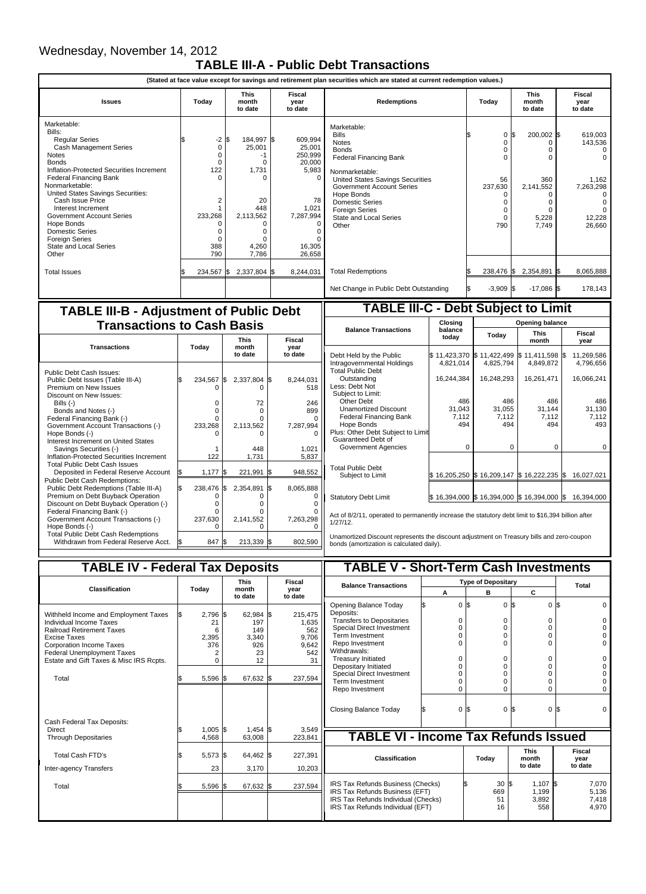Wednesday, November 14, 2012

# TABLE III-A - Public Debt Transactions

(Stated at face value except for savings and retirement plan securities which are stated at current redemption values.)

| Issues | Today | This month to date | Fiscal year to date |
|---|---|---|---|
| Marketable: | | | |
| Bills: | | | |
| Regular Series | $ -2 | $ 184,997 | $ 609,994 |
| Cash Management Series | 0 | 25,001 | 25,001 |
| Notes | 0 | -1 | 250,999 |
| Bonds | 0 | 0 | 20,000 |
| Inflation-Protected Securities Increment | 122 | 1,731 | 5,983 |
| Federal Financing Bank | 0 | 0 | 0 |
| Nonmarketable: | | | |
| United States Savings Securities: | | | |
| Cash Issue Price | 2 | 20 | 78 |
| Interest Increment | 1 | 448 | 1,021 |
| Government Account Series | 233,268 | 2,113,562 | 7,287,994 |
| Hope Bonds | 0 | 0 | 0 |
| Domestic Series | 0 | 0 | 0 |
| Foreign Series | 0 | 0 | 0 |
| State and Local Series | 388 | 4,260 | 16,305 |
| Other | 790 | 7,786 | 26,658 |
| Total Issues | $ 234,567 | $ 2,337,804 | $ 8,244,031 |

| Redemptions | Today | This month to date | Fiscal year to date |
|---|---|---|---|
| Marketable: | | | |
| Bills | $ 0 | $ 200,002 | $ 619,003 |
| Notes | 0 | 0 | 143,536 |
| Bonds | 0 | 0 | 0 |
| Federal Financing Bank | 0 | 0 | 0 |
| Nonmarketable: | | | |
| United States Savings Securities | 56 | 360 | 1,162 |
| Government Account Series | 237,630 | 2,141,552 | 7,263,298 |
| Hope Bonds | 0 | 0 | 0 |
| Domestic Series | 0 | 0 | 0 |
| Foreign Series | 0 | 0 | 0 |
| State and Local Series | 0 | 5,228 | 12,228 |
| Other | 790 | 7,749 | 26,660 |
| Total Redemptions | $ 238,476 | $ 2,354,891 | $ 8,065,888 |
| Net Change in Public Debt Outstanding | $ -3,909 | $ -17,086 | $ 178,143 |

# TABLE III-B - Adjustment of Public Debt Transactions to Cash Basis

| Transactions | Today | This month to date | Fiscal year to date |
|---|---|---|---|
| Public Debt Cash Issues: | | | |
| Public Debt Issues (Table III-A) | $ 234,567 | $ 2,337,804 | $ 8,244,031 |
| Premium on New Issues | 0 | 0 | 518 |
| Discount on New Issues: | | | |
| Bills (-) | 0 | 72 | 246 |
| Bonds and Notes (-) | 0 | 0 | 899 |
| Federal Financing Bank (-) | 0 | 0 | 0 |
| Government Account Transactions (-) | 233,268 | 2,113,562 | 7,287,994 |
| Hope Bonds (-) | 0 | 0 | 0 |
| Interest Increment on United States Savings Securities (-) | 1 | 448 | 1,021 |
| Inflation-Protected Securities Increment | 122 | 1,731 | 5,837 |
| Total Public Debt Cash Issues Deposited in Federal Reserve Account | $ 1,177 | $ 221,991 | $ 948,552 |
| Public Debt Cash Redemptions: | | | |
| Public Debt Redemptions (Table III-A) | $ 238,476 | $ 2,354,891 | $ 8,065,888 |
| Premium on Debt Buyback Operation | 0 | 0 | 0 |
| Discount on Debt Buyback Operation (-) | 0 | 0 | 0 |
| Federal Financing Bank (-) | 0 | 0 | 0 |
| Government Account Transactions (-) | 237,630 | 2,141,552 | 7,263,298 |
| Hope Bonds (-) | 0 | 0 | 0 |
| Total Public Debt Cash Redemptions Withdrawn from Federal Reserve Acct. | $ 847 | $ 213,339 | $ 802,590 |

# TABLE III-C - Debt Subject to Limit

| Balance Transactions | Closing balance today | Opening balance Today | Opening balance This month | Opening balance Fiscal year |
|---|---|---|---|---|
| Debt Held by the Public | $ 11,423,370 | $ 11,422,499 | $ 11,411,598 | $ 11,269,586 |
| Intragovernmental Holdings | 4,821,014 | 4,825,794 | 4,849,872 | 4,796,656 |
| Total Public Debt Outstanding | 16,244,384 | 16,248,293 | 16,261,471 | 16,066,241 |
| Less: Debt Not Subject to Limit: | | | | |
| Other Debt | 486 | 486 | 486 | 486 |
| Unamortized Discount | 31,043 | 31,055 | 31,144 | 31,130 |
| Federal Financing Bank | 7,112 | 7,112 | 7,112 | 7,112 |
| Hope Bonds | 494 | 494 | 494 | 493 |
| Plus: Other Debt Subject to Limit | | | | |
| Guaranteed Debt of Government Agencies | 0 | 0 | 0 | 0 |
| Total Public Debt Subject to Limit | $ 16,205,250 | $ 16,209,147 | $ 16,222,235 | $ 16,027,021 |
| Statutory Debt Limit | $ 16,394,000 | $ 16,394,000 | $ 16,394,000 | $ 16,394,000 |

Act of 8/2/11, operated to permanently increase the statutory debt limit to $16,394 billion after 1/27/12.

Unamortized Discount represents the discount adjustment on Treasury bills and zero-coupon bonds (amortization is calculated daily).

# TABLE IV - Federal Tax Deposits

| Classification | Today | This month to date | Fiscal year to date |
|---|---|---|---|
| Withheld Income and Employment Taxes | $ 2,796 | $ 62,984 | $ 215,475 |
| Individual Income Taxes | 21 | 197 | 1,635 |
| Railroad Retirement Taxes | 6 | 149 | 562 |
| Excise Taxes | 2,395 | 3,340 | 9,706 |
| Corporation Income Taxes | 376 | 926 | 9,642 |
| Federal Unemployment Taxes | 2 | 23 | 542 |
| Estate and Gift Taxes & Misc IRS Rcpts. | 0 | 12 | 31 |
| Total | $ 5,596 | $ 67,632 | $ 237,594 |
| Cash Federal Tax Deposits: | | | |
| Direct | $ 1,005 | $ 1,454 | $ 3,549 |
| Through Depositaries | 4,568 | 63,008 | 223,841 |
| Total Cash FTD's | $ 5,573 | $ 64,462 | $ 227,391 |
| Inter-agency Transfers | 23 | 3,170 | 10,203 |
| Total | $ 5,596 | $ 67,632 | $ 237,594 |

# TABLE V - Short-Term Cash Investments

| Balance Transactions | Type of Depositary A | Type of Depositary B | Type of Depositary C | Total |
|---|---|---|---|---|
| Opening Balance Today | $ 0 | $ 0 | $ 0 | $ 0 |
| Deposits: | | | | |
| Transfers to Depositaries | 0 | 0 | 0 | 0 |
| Special Direct Investment | 0 | 0 | 0 | 0 |
| Term Investment | 0 | 0 | 0 | 0 |
| Repo Investment | 0 | 0 | 0 | 0 |
| Withdrawals: | | | | |
| Treasury Initiated | 0 | 0 | 0 | 0 |
| Depositary Initiated | 0 | 0 | 0 | 0 |
| Special Direct Investment | 0 | 0 | 0 | 0 |
| Term Investment | 0 | 0 | 0 | 0 |
| Repo Investment | 0 | 0 | 0 | 0 |
| Closing Balance Today | $ 0 | $ 0 | $ 0 | $ 0 |

# TABLE VI - Income Tax Refunds Issued

| Classification | Today | This month to date | Fiscal year to date |
|---|---|---|---|
| IRS Tax Refunds Business (Checks) | $ 30 | $ 1,107 | $ 7,070 |
| IRS Tax Refunds Business (EFT) | 669 | 1,199 | 5,136 |
| IRS Tax Refunds Individual (Checks) | 51 | 3,892 | 7,418 |
| IRS Tax Refunds Individual (EFT) | 16 | 558 | 4,970 |